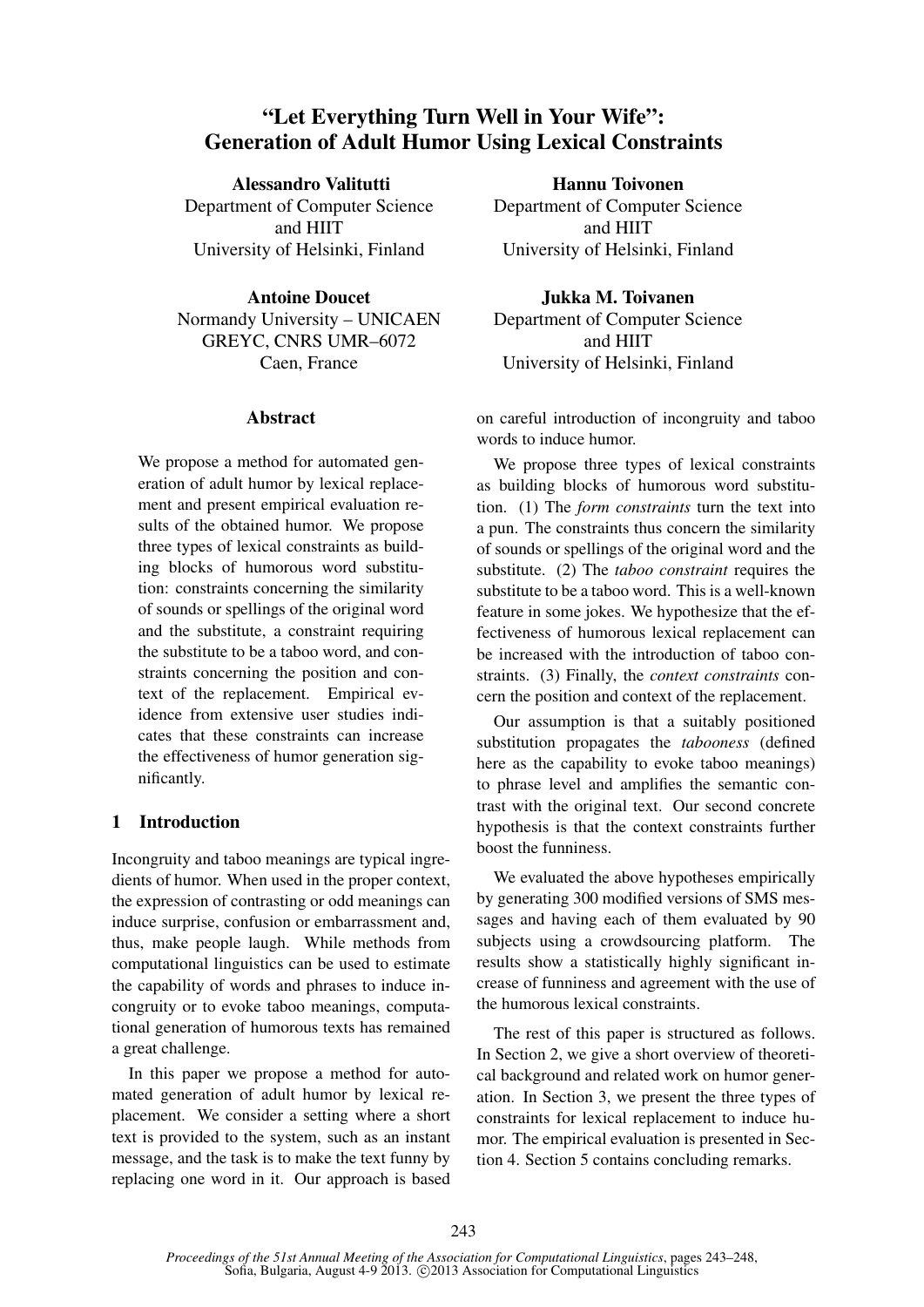# "Let Everything Turn Well in Your Wife": Generation of Adult Humor Using Lexical Constraints

**Alessandro Valitutti**
Department of Computer Science and HIIT
University of Helsinki, Finland

**Hannu Toivonen**
Department of Computer Science and HIIT
University of Helsinki, Finland

**Antoine Doucet**
Normandy University – UNICAEN
GREYC, CNRS UMR–6072
Caen, France

**Jukka M. Toivanen**
Department of Computer Science and HIIT
University of Helsinki, Finland

## Abstract

We propose a method for automated generation of adult humor by lexical replacement and present empirical evaluation results of the obtained humor. We propose three types of lexical constraints as building blocks of humorous word substitution: constraints concerning the similarity of sounds or spellings of the original word and the substitute, a constraint requiring the substitute to be a taboo word, and constraints concerning the position and context of the replacement. Empirical evidence from extensive user studies indicates that these constraints can increase the effectiveness of humor generation significantly.

## 1 Introduction

Incongruity and taboo meanings are typical ingredients of humor. When used in the proper context, the expression of contrasting or odd meanings can induce surprise, confusion or embarrassment and, thus, make people laugh. While methods from computational linguistics can be used to estimate the capability of words and phrases to induce incongruity or to evoke taboo meanings, computational generation of humorous texts has remained a great challenge.

In this paper we propose a method for automated generation of adult humor by lexical replacement. We consider a setting where a short text is provided to the system, such as an instant message, and the task is to make the text funny by replacing one word in it. Our approach is based on careful introduction of incongruity and taboo words to induce humor.

We propose three types of lexical constraints as building blocks of humorous word substitution. (1) The *form constraints* turn the text into a pun. The constraints thus concern the similarity of sounds or spellings of the original word and the substitute. (2) The *taboo constraint* requires the substitute to be a taboo word. This is a well-known feature in some jokes. We hypothesize that the effectiveness of humorous lexical replacement can be increased with the introduction of taboo constraints. (3) Finally, the *context constraints* concern the position and context of the replacement.

Our assumption is that a suitably positioned substitution propagates the *tabooness* (defined here as the capability to evoke taboo meanings) to phrase level and amplifies the semantic contrast with the original text. Our second concrete hypothesis is that the context constraints further boost the funniness.

We evaluated the above hypotheses empirically by generating 300 modified versions of SMS messages and having each of them evaluated by 90 subjects using a crowdsourcing platform. The results show a statistically highly significant increase of funniness and agreement with the use of the humorous lexical constraints.

The rest of this paper is structured as follows. In Section 2, we give a short overview of theoretical background and related work on humor generation. In Section 3, we present the three types of constraints for lexical replacement to induce humor. The empirical evaluation is presented in Section 4. Section 5 contains concluding remarks.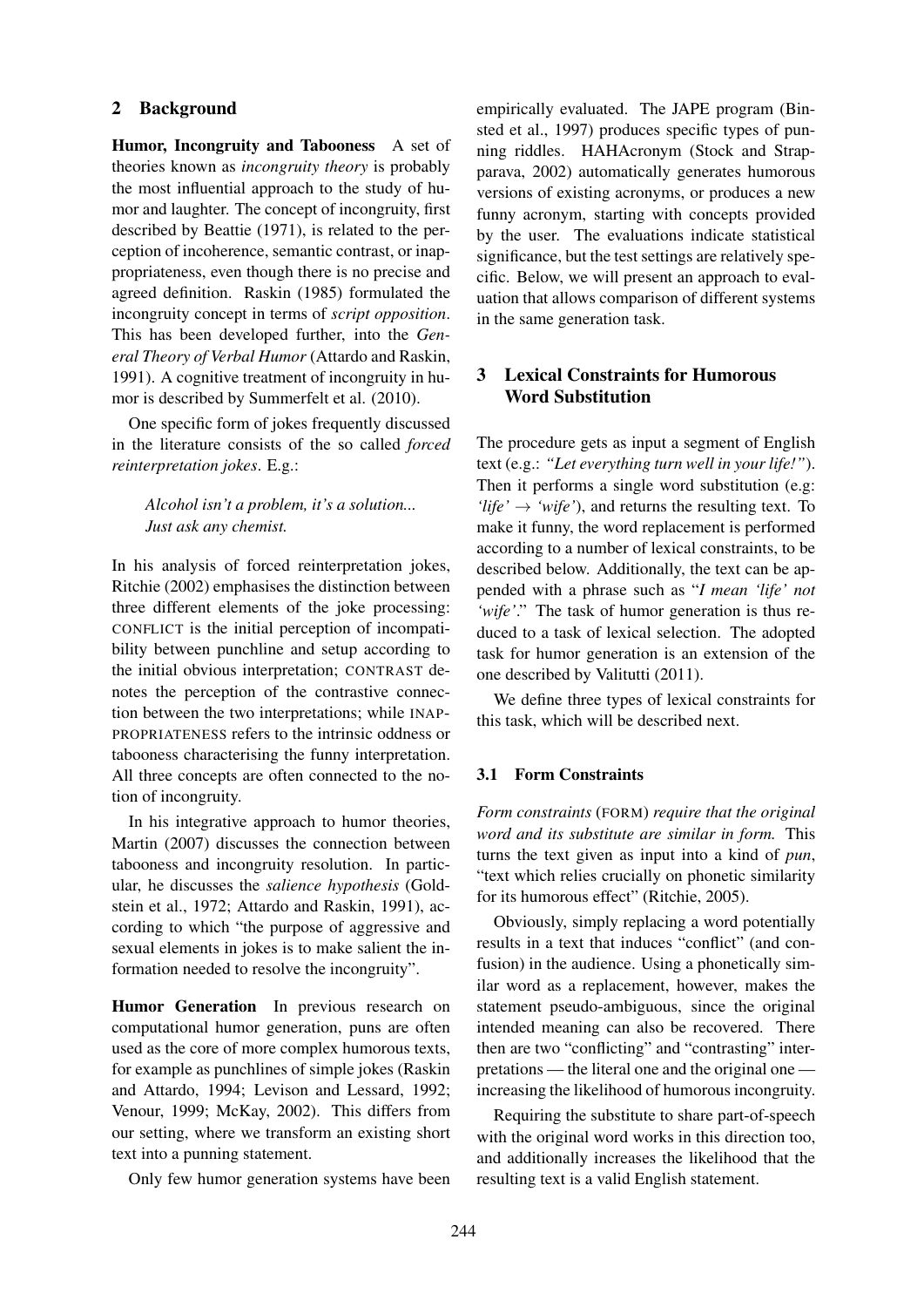## 2 Background

**Humor, Incongruity and Tabooness** A set of theories known as *incongruity theory* is probably the most influential approach to the study of humor and laughter. The concept of incongruity, first described by Beattie (1971), is related to the perception of incoherence, semantic contrast, or inappropriateness, even though there is no precise and agreed definition. Raskin (1985) formulated the incongruity concept in terms of *script opposition*. This has been developed further, into the *General Theory of Verbal Humor* (Attardo and Raskin, 1991). A cognitive treatment of incongruity in humor is described by Summerfelt et al. (2010).

One specific form of jokes frequently discussed in the literature consists of the so called *forced reinterpretation jokes*. E.g.:

> *Alcohol isn't a problem, it's a solution...*
> *Just ask any chemist.*

In his analysis of forced reinterpretation jokes, Ritchie (2002) emphasises the distinction between three different elements of the joke processing: CONFLICT is the initial perception of incompatibility between punchline and setup according to the initial obvious interpretation; CONTRAST denotes the perception of the contrastive connection between the two interpretations; while INAPPROPRIATENESS refers to the intrinsic oddness or tabooness characterising the funny interpretation. All three concepts are often connected to the notion of incongruity.

In his integrative approach to humor theories, Martin (2007) discusses the connection between tabooness and incongruity resolution. In particular, he discusses the *salience hypothesis* (Goldstein et al., 1972; Attardo and Raskin, 1991), according to which "the purpose of aggressive and sexual elements in jokes is to make salient the information needed to resolve the incongruity".

**Humor Generation** In previous research on computational humor generation, puns are often used as the core of more complex humorous texts, for example as punchlines of simple jokes (Raskin and Attardo, 1994; Levison and Lessard, 1992; Venour, 1999; McKay, 2002). This differs from our setting, where we transform an existing short text into a punning statement.

Only few humor generation systems have been empirically evaluated. The JAPE program (Binsted et al., 1997) produces specific types of punning riddles. HAHAcronym (Stock and Strapparava, 2002) automatically generates humorous versions of existing acronyms, or produces a new funny acronym, starting with concepts provided by the user. The evaluations indicate statistical significance, but the test settings are relatively specific. Below, we will present an approach to evaluation that allows comparison of different systems in the same generation task.

## 3 Lexical Constraints for Humorous Word Substitution

The procedure gets as input a segment of English text (e.g.: *"Let everything turn well in your life!"*). Then it performs a single word substitution (e.g: *'life'* $\rightarrow$ *'wife'*), and returns the resulting text. To make it funny, the word replacement is performed according to a number of lexical constraints, to be described below. Additionally, the text can be appended with a phrase such as "*I mean 'life' not 'wife'*." The task of humor generation is thus reduced to a task of lexical selection. The adopted task for humor generation is an extension of the one described by Valitutti (2011).

We define three types of lexical constraints for this task, which will be described next.

### 3.1 Form Constraints

*Form constraints* (FORM) *require that the original word and its substitute are similar in form.* This turns the text given as input into a kind of *pun*, "text which relies crucially on phonetic similarity for its humorous effect" (Ritchie, 2005).

Obviously, simply replacing a word potentially results in a text that induces "conflict" (and confusion) in the audience. Using a phonetically similar word as a replacement, however, makes the statement pseudo-ambiguous, since the original intended meaning can also be recovered. There then are two "conflicting" and "contrasting" interpretations — the literal one and the original one — increasing the likelihood of humorous incongruity.

Requiring the substitute to share part-of-speech with the original word works in this direction too, and additionally increases the likelihood that the resulting text is a valid English statement.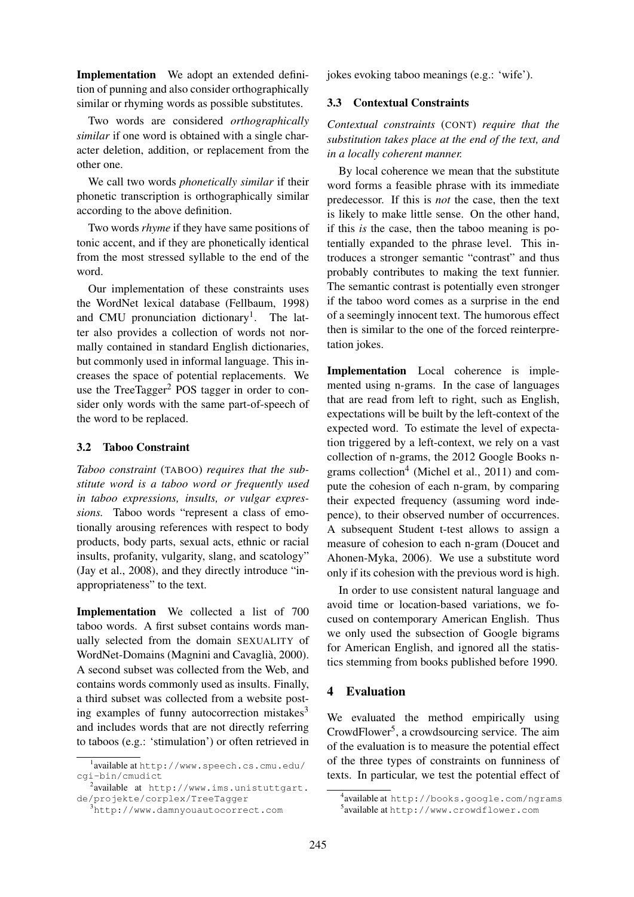**Implementation** We adopt an extended definition of punning and also consider orthographically similar or rhyming words as possible substitutes.

Two words are considered *orthographically similar* if one word is obtained with a single character deletion, addition, or replacement from the other one.

We call two words *phonetically similar* if their phonetic transcription is orthographically similar according to the above definition.

Two words *rhyme* if they have same positions of tonic accent, and if they are phonetically identical from the most stressed syllable to the end of the word.

Our implementation of these constraints uses the WordNet lexical database (Fellbaum, 1998) and CMU pronunciation dictionary[1]. The latter also provides a collection of words not normally contained in standard English dictionaries, but commonly used in informal language. This increases the space of potential replacements. We use the TreeTagger[2] POS tagger in order to consider only words with the same part-of-speech of the word to be replaced.

### 3.2 Taboo Constraint

*Taboo constraint* (TABOO) *requires that the substitute word is a taboo word or frequently used in taboo expressions, insults, or vulgar expressions.* Taboo words "represent a class of emotionally arousing references with respect to body products, body parts, sexual acts, ethnic or racial insults, profanity, vulgarity, slang, and scatology" (Jay et al., 2008), and they directly introduce "inappropriateness" to the text.

**Implementation** We collected a list of 700 taboo words. A first subset contains words manually selected from the domain SEXUALITY of WordNet-Domains (Magnini and Cavaglià, 2000). A second subset was collected from the Web, and contains words commonly used as insults. Finally, a third subset was collected from a website posting examples of funny autocorrection mistakes[3] and includes words that are not directly referring to taboos (e.g.: 'stimulation') or often retrieved in jokes evoking taboo meanings (e.g.: 'wife').

### 3.3 Contextual Constraints

*Contextual constraints* (CONT) *require that the substitution takes place at the end of the text, and in a locally coherent manner.*

By local coherence we mean that the substitute word forms a feasible phrase with its immediate predecessor. If this is *not* the case, then the text is likely to make little sense. On the other hand, if this *is* the case, then the taboo meaning is potentially expanded to the phrase level. This introduces a stronger semantic "contrast" and thus probably contributes to making the text funnier. The semantic contrast is potentially even stronger if the taboo word comes as a surprise in the end of a seemingly innocent text. The humorous effect then is similar to the one of the forced reinterpretation jokes.

**Implementation** Local coherence is implemented using n-grams. In the case of languages that are read from left to right, such as English, expectations will be built by the left-context of the expected word. To estimate the level of expectation triggered by a left-context, we rely on a vast collection of n-grams, the 2012 Google Books n-grams collection[4] (Michel et al., 2011) and compute the cohesion of each n-gram, by comparing their expected frequency (assuming word indepence), to their observed number of occurrences. A subsequent Student t-test allows to assign a measure of cohesion to each n-gram (Doucet and Ahonen-Myka, 2006). We use a substitute word only if its cohesion with the previous word is high.

In order to use consistent natural language and avoid time or location-based variations, we focused on contemporary American English. Thus we only used the subsection of Google bigrams for American English, and ignored all the statistics stemming from books published before 1990.

## 4 Evaluation

We evaluated the method empirically using CrowdFlower[5], a crowdsourcing service. The aim of the evaluation is to measure the potential effect of the three types of constraints on funniness of texts. In particular, we test the potential effect of

[1] available at http://www.speech.cs.cmu.edu/cgi-bin/cmudict

[2] available at http://www.ims.unistuttgart.de/projekte/corplex/TreeTagger

[3] http://www.damnyouautocorrect.com

[4] available at http://books.google.com/ngrams

[5] available at http://www.crowdflower.com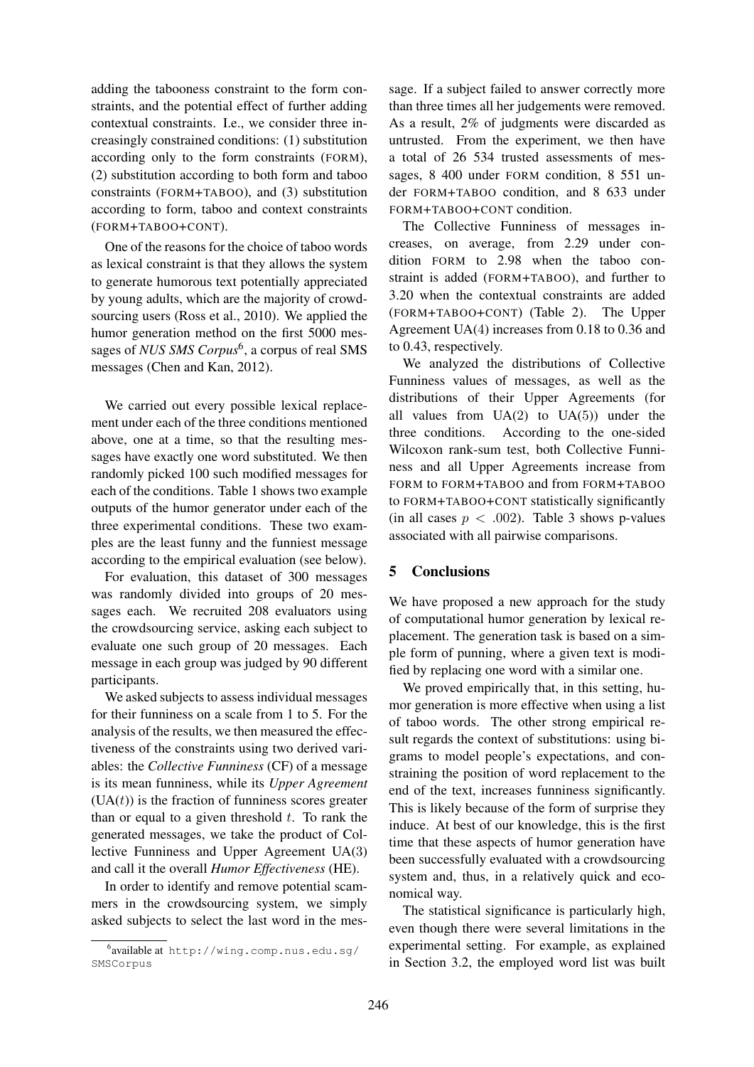adding the tabooness constraint to the form constraints, and the potential effect of further adding contextual constraints. I.e., we consider three increasingly constrained conditions: (1) substitution according only to the form constraints (FORM), (2) substitution according to both form and taboo constraints (FORM+TABOO), and (3) substitution according to form, taboo and context constraints (FORM+TABOO+CONT).

One of the reasons for the choice of taboo words as lexical constraint is that they allow the system to generate humorous text potentially appreciated by young adults, which are the majority of crowdsourcing users (Ross et al., 2010). We applied the humor generation method on the first 5000 messages of *NUS SMS Corpus*[6], a corpus of real SMS messages (Chen and Kan, 2012).

We carried out every possible lexical replacement under each of the three conditions mentioned above, one at a time, so that the resulting messages have exactly one word substituted. We then randomly picked 100 such modified messages for each of the conditions. Table 1 shows two example outputs of the humor generator under each of the three experimental conditions. These two examples are the least funny and the funniest message according to the empirical evaluation (see below).

For evaluation, this dataset of 300 messages was randomly divided into groups of 20 messages each. We recruited 208 evaluators using the crowdsourcing service, asking each subject to evaluate one such group of 20 messages. Each message in each group was judged by 90 different participants.

We asked subjects to assess individual messages for their funniness on a scale from 1 to 5. For the analysis of the results, we then measured the effectiveness of the constraints using two derived variables: the *Collective Funniness* (CF) of a message is its mean funniness, while its *Upper Agreement* (UA($t$)) is the fraction of funniness scores greater than or equal to a given threshold $t$. To rank the generated messages, we take the product of Collective Funniness and Upper Agreement UA(3) and call it the overall *Humor Effectiveness* (HE).

In order to identify and remove potential scammers in the crowdsourcing system, we simply asked subjects to select the last word in the message. If a subject failed to answer correctly more than three times all her judgements were removed. As a result, 2% of judgments were discarded as untrusted. From the experiment, we then have a total of 26 534 trusted assessments of messages, 8 400 under FORM condition, 8 551 under FORM+TABOO condition, and 8 633 under FORM+TABOO+CONT condition.

The Collective Funniness of messages increases, on average, from 2.29 under condition FORM to 2.98 when the taboo constraint is added (FORM+TABOO), and further to 3.20 when the contextual constraints are added (FORM+TABOO+CONT) (Table 2). The Upper Agreement UA(4) increases from 0.18 to 0.36 and to 0.43, respectively.

We analyzed the distributions of Collective Funniness values of messages, as well as the distributions of their Upper Agreements (for all values from UA(2) to UA(5)) under the three conditions. According to the one-sided Wilcoxon rank-sum test, both Collective Funniness and all Upper Agreements increase from FORM to FORM+TABOO and from FORM+TABOO to FORM+TABOO+CONT statistically significantly (in all cases $p < .002$). Table 3 shows p-values associated with all pairwise comparisons.

## 5 Conclusions

We have proposed a new approach for the study of computational humor generation by lexical replacement. The generation task is based on a simple form of punning, where a given text is modified by replacing one word with a similar one.

We proved empirically that, in this setting, humor generation is more effective when using a list of taboo words. The other strong empirical result regards the context of substitutions: using bigrams to model people's expectations, and constraining the position of word replacement to the end of the text, increases funniness significantly. This is likely because of the form of surprise they induce. At best of our knowledge, this is the first time that these aspects of humor generation have been successfully evaluated with a crowdsourcing system and, thus, in a relatively quick and economical way.

The statistical significance is particularly high, even though there were several limitations in the experimental setting. For example, as explained in Section 3.2, the employed word list was built

[6]available at http://wing.comp.nus.edu.sg/SMSCorpus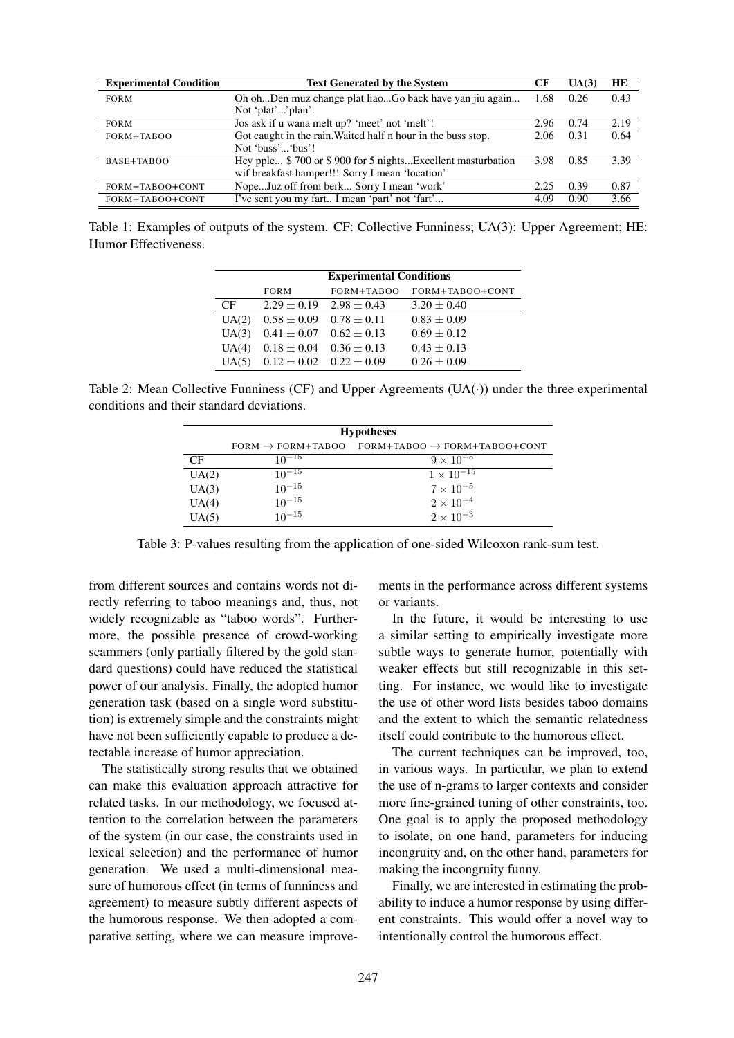| Experimental Condition | Text Generated by the System | CF | UA(3) | HE |
|---|---|---|---|---|
| FORM | Oh oh...Den muz change plat liao...Go back have yan jiu again... Not 'plat'...'plan'. | 1.68 | 0.26 | 0.43 |
| FORM | Jos ask if u wana melt up? 'meet' not 'melt'! | 2.96 | 0.74 | 2.19 |
| FORM+TABOO | Got caught in the rain.Waited half n hour in the buss stop. Not 'buss'...'bus'! | 2.06 | 0.31 | 0.64 |
| BASE+TABOO | Hey pple... $ 700 or $ 900 for 5 nights...Excellent masturbation wif breakfast hamper!!! Sorry I mean 'location' | 3.98 | 0.85 | 3.39 |
| FORM+TABOO+CONT | Nope...Juz off from berk... Sorry I mean 'work' | 2.25 | 0.39 | 0.87 |
| FORM+TABOO+CONT | I've sent you my fart.. I mean 'part' not 'fart'... | 4.09 | 0.90 | 3.66 |

Table 1: Examples of outputs of the system. CF: Collective Funniness; UA(3): Upper Agreement; HE: Humor Effectiveness.

| | Experimental Conditions | | |
|---|---|---|---|
| | FORM | FORM+TABOO | FORM+TABOO+CONT |
| CF | $2.29 \pm 0.19$ | $2.98 \pm 0.43$ | $3.20 \pm 0.40$ |
| UA(2) | $0.58 \pm 0.09$ | $0.78 \pm 0.11$ | $0.83 \pm 0.09$ |
| UA(3) | $0.41 \pm 0.07$ | $0.62 \pm 0.13$ | $0.69 \pm 0.12$ |
| UA(4) | $0.18 \pm 0.04$ | $0.36 \pm 0.13$ | $0.43 \pm 0.13$ |
| UA(5) | $0.12 \pm 0.02$ | $0.22 \pm 0.09$ | $0.26 \pm 0.09$ |

Table 2: Mean Collective Funniness (CF) and Upper Agreements (UA(·)) under the three experimental conditions and their standard deviations.

| | Hypotheses | |
|---|---|---|
| | FORM → FORM+TABOO | FORM+TABOO → FORM+TABOO+CONT |
| CF | $10^{-15}$ | $9 \times 10^{-5}$ |
| UA(2) | $10^{-15}$ | $1 \times 10^{-15}$ |
| UA(3) | $10^{-15}$ | $7 \times 10^{-5}$ |
| UA(4) | $10^{-15}$ | $2 \times 10^{-4}$ |
| UA(5) | $10^{-15}$ | $2 \times 10^{-3}$ |

Table 3: P-values resulting from the application of one-sided Wilcoxon rank-sum test.

from different sources and contains words not directly referring to taboo meanings and, thus, not widely recognizable as "taboo words". Furthermore, the possible presence of crowd-working scammers (only partially filtered by the gold standard questions) could have reduced the statistical power of our analysis. Finally, the adopted humor generation task (based on a single word substitution) is extremely simple and the constraints might have not been sufficiently capable to produce a detectable increase of humor appreciation.

The statistically strong results that we obtained can make this evaluation approach attractive for related tasks. In our methodology, we focused attention to the correlation between the parameters of the system (in our case, the constraints used in lexical selection) and the performance of humor generation. We used a multi-dimensional measure of humorous effect (in terms of funniness and agreement) to measure subtly different aspects of the humorous response. We then adopted a comparative setting, where we can measure improvements in the performance across different systems or variants.

In the future, it would be interesting to use a similar setting to empirically investigate more subtle ways to generate humor, potentially with weaker effects but still recognizable in this setting. For instance, we would like to investigate the use of other word lists besides taboo domains and the extent to which the semantic relatedness itself could contribute to the humorous effect.

The current techniques can be improved, too, in various ways. In particular, we plan to extend the use of n-grams to larger contexts and consider more fine-grained tuning of other constraints, too. One goal is to apply the proposed methodology to isolate, on one hand, parameters for inducing incongruity and, on the other hand, parameters for making the incongruity funny.

Finally, we are interested in estimating the probability to induce a humor response by using different constraints. This would offer a novel way to intentionally control the humorous effect.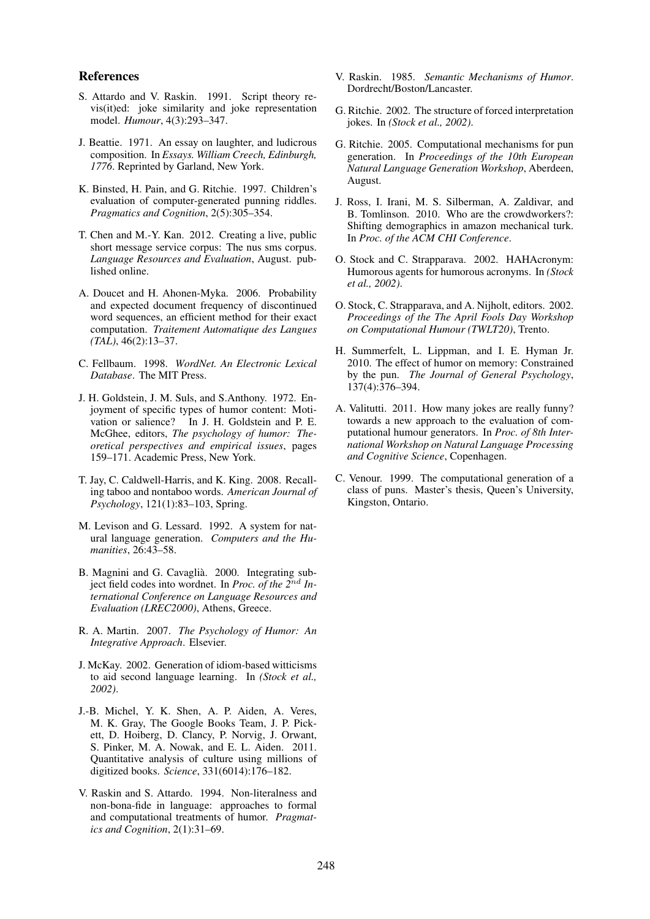## References

S. Attardo and V. Raskin. 1991. Script theory revis(it)ed: joke similarity and joke representation model. *Humour*, 4(3):293–347.

J. Beattie. 1971. An essay on laughter, and ludicrous composition. In *Essays. William Creech, Edinburgh, 1776*. Reprinted by Garland, New York.

K. Binsted, H. Pain, and G. Ritchie. 1997. Children's evaluation of computer-generated punning riddles. *Pragmatics and Cognition*, 2(5):305–354.

T. Chen and M.-Y. Kan. 2012. Creating a live, public short message service corpus: The nus sms corpus. *Language Resources and Evaluation*, August. published online.

A. Doucet and H. Ahonen-Myka. 2006. Probability and expected document frequency of discontinued word sequences, an efficient method for their exact computation. *Traitement Automatique des Langues (TAL)*, 46(2):13–37.

C. Fellbaum. 1998. *WordNet. An Electronic Lexical Database*. The MIT Press.

J. H. Goldstein, J. M. Suls, and S.Anthony. 1972. Enjoyment of specific types of humor content: Motivation or salience? In J. H. Goldstein and P. E. McGhee, editors, *The psychology of humor: Theoretical perspectives and empirical issues*, pages 159–171. Academic Press, New York.

T. Jay, C. Caldwell-Harris, and K. King. 2008. Recalling taboo and nontaboo words. *American Journal of Psychology*, 121(1):83–103, Spring.

M. Levison and G. Lessard. 1992. A system for natural language generation. *Computers and the Humanities*, 26:43–58.

B. Magnini and G. Cavaglià. 2000. Integrating subject field codes into wordnet. In *Proc. of the $2^{nd}$ International Conference on Language Resources and Evaluation (LREC2000)*, Athens, Greece.

R. A. Martin. 2007. *The Psychology of Humor: An Integrative Approach*. Elsevier.

J. McKay. 2002. Generation of idiom-based witticisms to aid second language learning. In *(Stock et al., 2002)*.

J.-B. Michel, Y. K. Shen, A. P. Aiden, A. Veres, M. K. Gray, The Google Books Team, J. P. Pickett, D. Hoiberg, D. Clancy, P. Norvig, J. Orwant, S. Pinker, M. A. Nowak, and E. L. Aiden. 2011. Quantitative analysis of culture using millions of digitized books. *Science*, 331(6014):176–182.

V. Raskin and S. Attardo. 1994. Non-literalness and non-bona-fide in language: approaches to formal and computational treatments of humor. *Pragmatics and Cognition*, 2(1):31–69.

V. Raskin. 1985. *Semantic Mechanisms of Humor*. Dordrecht/Boston/Lancaster.

G. Ritchie. 2002. The structure of forced interpretation jokes. In *(Stock et al., 2002)*.

G. Ritchie. 2005. Computational mechanisms for pun generation. In *Proceedings of the 10th European Natural Language Generation Workshop*, Aberdeen, August.

J. Ross, I. Irani, M. S. Silberman, A. Zaldivar, and B. Tomlinson. 2010. Who are the crowdworkers?: Shifting demographics in amazon mechanical turk. In *Proc. of the ACM CHI Conference*.

O. Stock and C. Strapparava. 2002. HAHAcronym: Humorous agents for humorous acronyms. In *(Stock et al., 2002)*.

O. Stock, C. Strapparava, and A. Nijholt, editors. 2002. *Proceedings of the The April Fools Day Workshop on Computational Humour (TWLT20)*, Trento.

H. Summerfelt, L. Lippman, and I. E. Hyman Jr. 2010. The effect of humor on memory: Constrained by the pun. *The Journal of General Psychology*, 137(4):376–394.

A. Valitutti. 2011. How many jokes are really funny? towards a new approach to the evaluation of computational humour generators. In *Proc. of 8th International Workshop on Natural Language Processing and Cognitive Science*, Copenhagen.

C. Venour. 1999. The computational generation of a class of puns. Master's thesis, Queen's University, Kingston, Ontario.